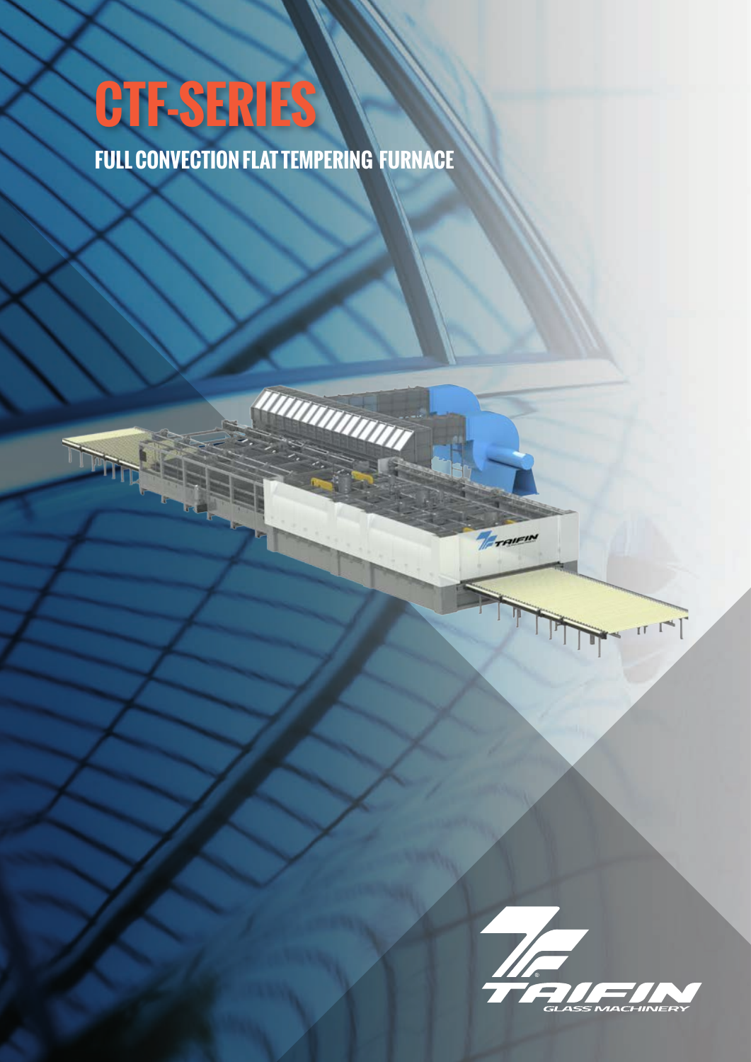# CTF-SERIES

## FULL CONVECTION FLAT TEMPERING FURNACE

TAIFIN GLASS MACHINERY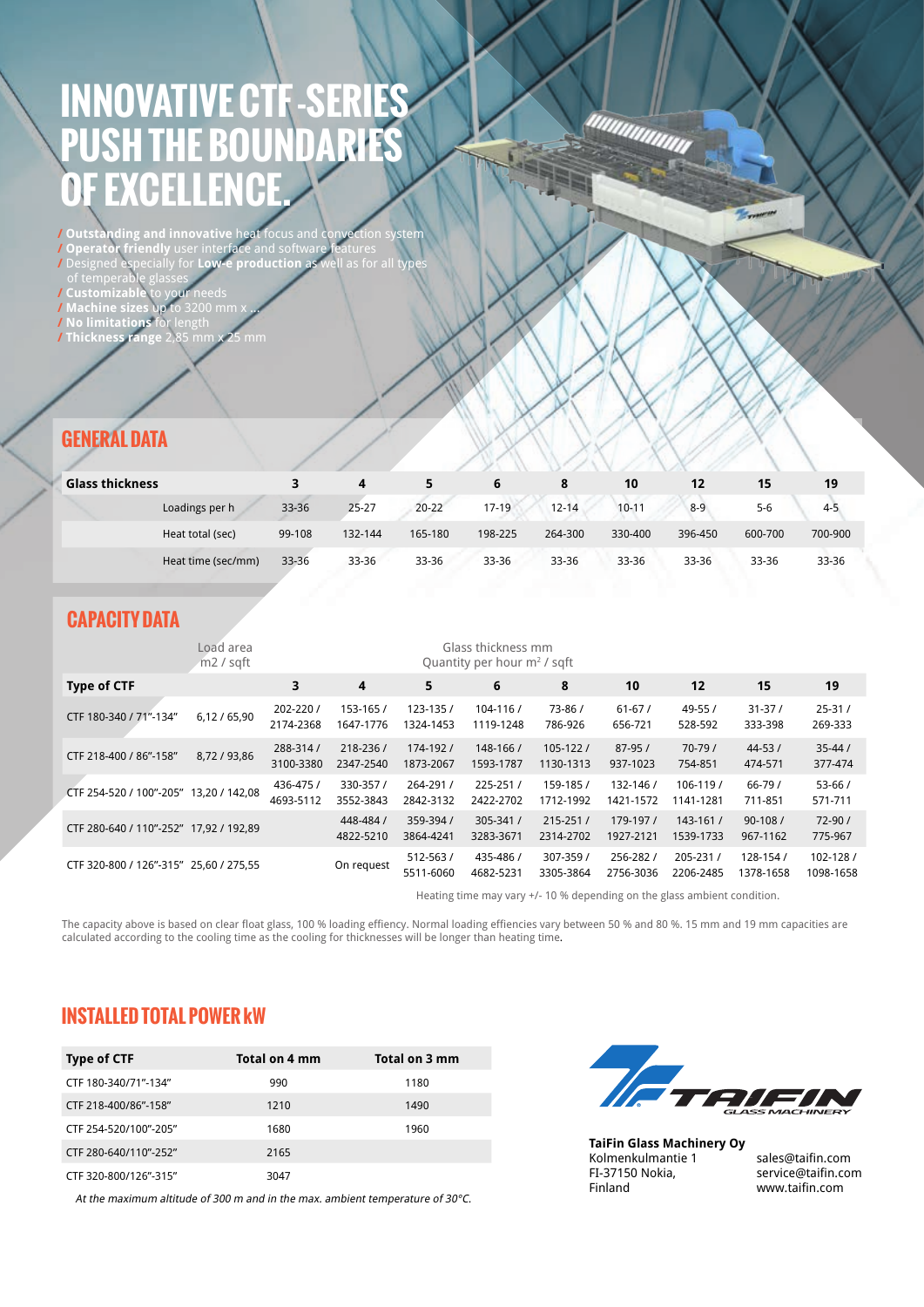# INNOVATIVE CTF-SERIES PUSH THE BOUNDARIES OF EXCELLENCE.

/ **Outstanding and innovative** heat focus and convection system
/ **Operator friendly** user interface and software features
/ Designed especially for **Low-e production** as well as for all types of temperable glasses
/ **Customizable** to your needs
/ **Machine sizes** up to 3200 mm x ...
/ **No limitations** for length
/ **Thickness range** 2,85 mm x 25 mm

## GENERAL DATA

| Glass thickness | | 3 | 4 | 5 | 6 | 8 | 10 | 12 | 15 | 19 |
|---|---|---|---|---|---|---|---|---|---|---|
| | Loadings per h | 33-36 | 25-27 | 20-22 | 17-19 | 12-14 | 10-11 | 8-9 | 5-6 | 4-5 |
| | Heat total (sec) | 99-108 | 132-144 | 165-180 | 198-225 | 264-300 | 330-400 | 396-450 | 600-700 | 700-900 |
| | Heat time (sec/mm) | 33-36 | 33-36 | 33-36 | 33-36 | 33-36 | 33-36 | 33-36 | 33-36 | 33-36 |

## CAPACITY DATA

| | Load area m2 / sqft | Glass thickness mm Quantity per hour m² / sqft | | | | | | | | |
|---|---|---|---|---|---|---|---|---|---|---|
| **Type of CTF** | | **3** | **4** | **5** | **6** | **8** | **10** | **12** | **15** | **19** |
| CTF 180-340 / 71"-134" | 6,12 / 65,90 | 202-220 / 2174-2368 | 153-165 / 1647-1776 | 123-135 / 1324-1453 | 104-116 / 1119-1248 | 73-86 / 786-926 | 61-67 / 656-721 | 49-55 / 528-592 | 31-37 / 333-398 | 25-31 / 269-333 |
| CTF 218-400 / 86"-158" | 8,72 / 93,86 | 288-314 / 3100-3380 | 218-236 / 2347-2540 | 174-192 / 1873-2067 | 148-166 / 1593-1787 | 105-122 / 1130-1313 | 87-95 / 937-1023 | 70-79 / 754-851 | 44-53 / 474-571 | 35-44 / 377-474 |
| CTF 254-520 / 100"-205" | 13,20 / 142,08 | 436-475 / 4693-5112 | 330-357 / 3552-3843 | 264-291 / 2842-3132 | 225-251 / 2422-2702 | 159-185 / 1712-1992 | 132-146 / 1421-1572 | 106-119 / 1141-1281 | 66-79 / 711-851 | 53-66 / 571-711 |
| CTF 280-640 / 110"-252" | 17,92 / 192,89 | | 448-484 / 4822-5210 | 359-394 / 3864-4241 | 305-341 / 3283-3671 | 215-251 / 2314-2702 | 179-197 / 1927-2121 | 143-161 / 1539-1733 | 90-108 / 967-1162 | 72-90 / 775-967 |
| CTF 320-800 / 126"-315" | 25,60 / 275,55 | | On request | 512-563 / 5511-6060 | 435-486 / 4682-5231 | 307-359 / 3305-3864 | 256-282 / 2756-3036 | 205-231 / 2206-2485 | 128-154 / 1378-1658 | 102-128 / 1098-1658 |

Heating time may vary +/- 10 % depending on the glass ambient condition.

The capacity above is based on clear float glass, 100 % loading effiency. Normal loading effiencies vary between 50 % and 80 %. 15 mm and 19 mm capacities are calculated according to the cooling time as the cooling for thicknesses will be longer than heating time.

## INSTALLED TOTAL POWER kW

| Type of CTF | Total on 4 mm | Total on 3 mm |
|---|---|---|
| CTF 180-340/71"-134" | 990 | 1180 |
| CTF 218-400/86"-158" | 1210 | 1490 |
| CTF 254-520/100"-205" | 1680 | 1960 |
| CTF 280-640/110"-252" | 2165 | |
| CTF 320-800/126"-315" | 3047 | |

*At the maximum altitude of 300 m and in the max. ambient temperature of 30°C.*

TAIFIN GLASS MACHINERY

**TaiFin Glass Machinery Oy**
Kolmenkulmantie 1
FI-37150 Nokia,
Finland

sales@taifin.com
service@taifin.com
www.taifin.com